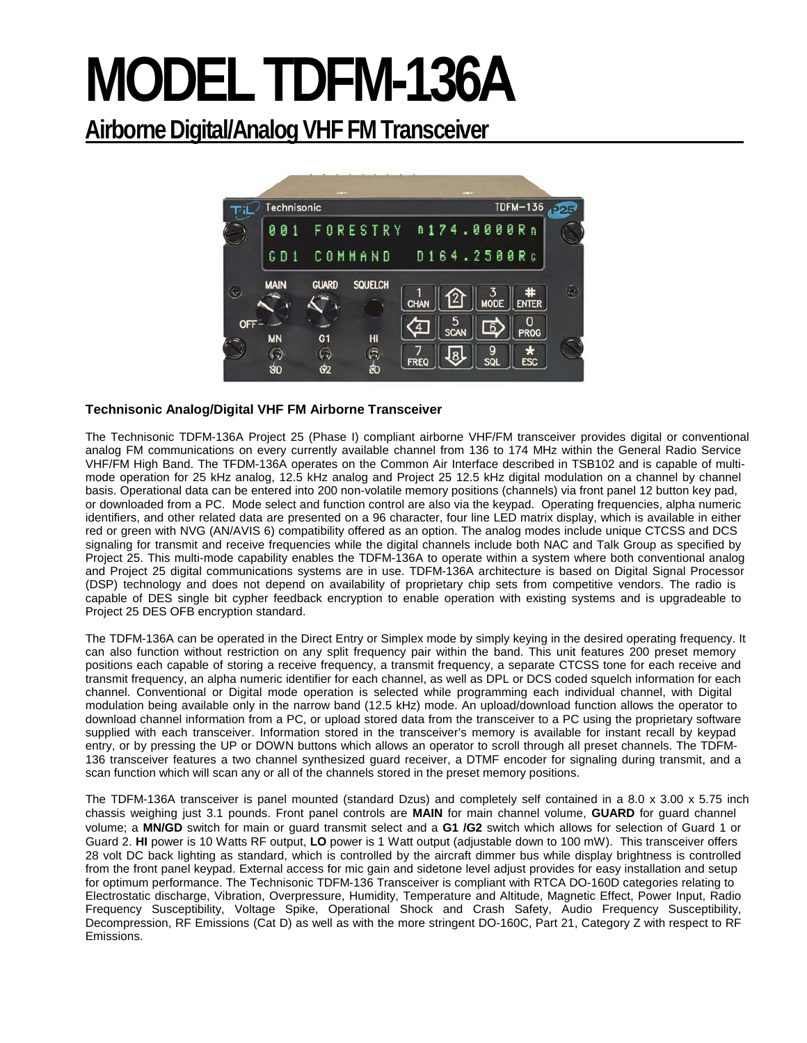# MODEL TDFM-136A

## Airborne Digital/Analog VHF FM Transceiver

**Technisonic Analog/Digital VHF FM Airborne Transceiver**

The Technisonic TDFM-136A Project 25 (Phase I) compliant airborne VHF/FM transceiver provides digital or conventional analog FM communications on every currently available channel from 136 to 174 MHz within the General Radio Service VHF/FM High Band. The TFDM-136A operates on the Common Air Interface described in TSB102 and is capable of multi-mode operation for 25 kHz analog, 12.5 kHz analog and Project 25 12.5 kHz digital modulation on a channel by channel basis. Operational data can be entered into 200 non-volatile memory positions (channels) via front panel 12 button key pad, or downloaded from a PC. Mode select and function control are also via the keypad. Operating frequencies, alpha numeric identifiers, and other related data are presented on a 96 character, four line LED matrix display, which is available in either red or green with NVG (AN/AVIS 6) compatibility offered as an option. The analog modes include unique CTCSS and DCS signaling for transmit and receive frequencies while the digital channels include both NAC and Talk Group as specified by Project 25. This multi-mode capability enables the TDFM-136A to operate within a system where both conventional analog and Project 25 digital communications systems are in use. TDFM-136A architecture is based on Digital Signal Processor (DSP) technology and does not depend on availability of proprietary chip sets from competitive vendors. The radio is capable of DES single bit cypher feedback encryption to enable operation with existing systems and is upgradeable to Project 25 DES OFB encryption standard.

The TDFM-136A can be operated in the Direct Entry or Simplex mode by simply keying in the desired operating frequency. It can also function without restriction on any split frequency pair within the band. This unit features 200 preset memory positions each capable of storing a receive frequency, a transmit frequency, a separate CTCSS tone for each receive and transmit frequency, an alpha numeric identifier for each channel, as well as DPL or DCS coded squelch information for each channel. Conventional or Digital mode operation is selected while programming each individual channel, with Digital modulation being available only in the narrow band (12.5 kHz) mode. An upload/download function allows the operator to download channel information from a PC, or upload stored data from the transceiver to a PC using the proprietary software supplied with each transceiver. Information stored in the transceiver's memory is available for instant recall by keypad entry, or by pressing the UP or DOWN buttons which allows an operator to scroll through all preset channels. The TDFM-136 transceiver features a two channel synthesized guard receiver, a DTMF encoder for signaling during transmit, and a scan function which will scan any or all of the channels stored in the preset memory positions.

The TDFM-136A transceiver is panel mounted (standard Dzus) and completely self contained in a 8.0 x 3.00 x 5.75 inch chassis weighing just 3.1 pounds. Front panel controls are **MAIN** for main channel volume, **GUARD** for guard channel volume; a **MN/GD** switch for main or guard transmit select and a **G1 /G2** switch which allows for selection of Guard 1 or Guard 2. **HI** power is 10 Watts RF output, **LO** power is 1 Watt output (adjustable down to 100 mW). This transceiver offers 28 volt DC back lighting as standard, which is controlled by the aircraft dimmer bus while display brightness is controlled from the front panel keypad. External access for mic gain and sidetone level adjust provides for easy installation and setup for optimum performance. The Technisonic TDFM-136 Transceiver is compliant with RTCA DO-160D categories relating to Electrostatic discharge, Vibration, Overpressure, Humidity, Temperature and Altitude, Magnetic Effect, Power Input, Radio Frequency Susceptibility, Voltage Spike, Operational Shock and Crash Safety, Audio Frequency Susceptibility, Decompression, RF Emissions (Cat D) as well as with the more stringent DO-160C, Part 21, Category Z with respect to RF Emissions.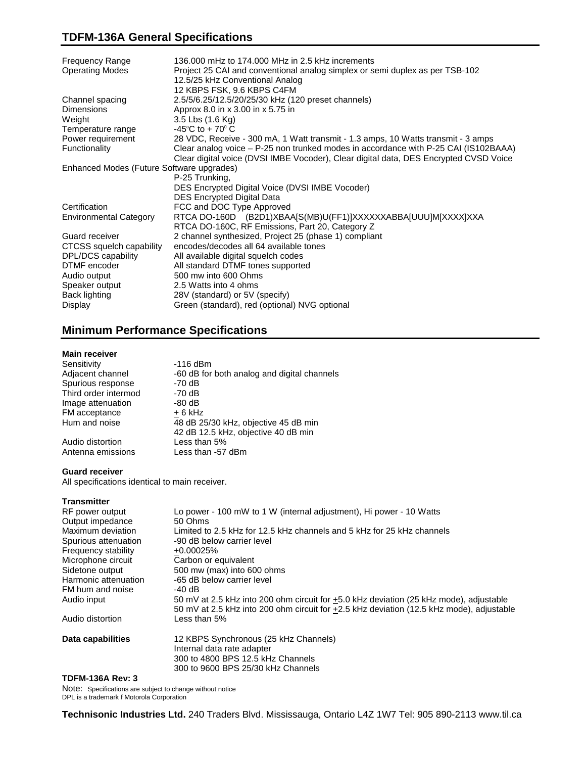## TDFM-136A General Specifications

| | |
|---|---|
| Frequency Range | 136.000 mHz to 174.000 MHz in 2.5 kHz increments |
| Operating Modes | Project 25 CAI and conventional analog simplex or semi duplex as per TSB-102<br>12.5/25 kHz Conventional Analog<br>12 KBPS FSK, 9.6 KBPS C4FM |
| Channel spacing | 2.5/5/6.25/12.5/20/25/30 kHz (120 preset channels) |
| Dimensions | Approx 8.0 in x 3.00 in x 5.75 in |
| Weight | 3.5 Lbs (1.6 Kg) |
| Temperature range | -45°C to + 70° C |
| Power requirement | 28 VDC, Receive - 300 mA, 1 Watt transmit - 1.3 amps, 10 Watts transmit - 3 amps |
| Functionality | Clear analog voice – P-25 non trunked modes in accordance with P-25 CAI (IS102BAAA)<br>Clear digital voice (DVSI IMBE Vocoder), Clear digital data, DES Encrypted CVSD Voice |
| Enhanced Modes (Future Software upgrades) | |
| | P-25 Trunking,<br>DES Encrypted Digital Voice (DVSI IMBE Vocoder)<br>DES Encrypted Digital Data |
| Certification | FCC and DOC Type Approved |
| Environmental Category | RTCA DO-160D (B2D1)XBAA[S(MB)U(FF1)]XXXXXXABBA[UUU]M[XXXX]XXA<br>RTCA DO-160C, RF Emissions, Part 20, Category Z |
| Guard receiver | 2 channel synthesized, Project 25 (phase 1) compliant |
| CTCSS squelch capability | encodes/decodes all 64 available tones |
| DPL/DCS capability | All available digital squelch codes |
| DTMF encoder | All standard DTMF tones supported |
| Audio output | 500 mw into 600 Ohms |
| Speaker output | 2.5 Watts into 4 ohms |
| Back lighting | 28V (standard) or 5V (specify) |
| Display | Green (standard), red (optional) NVG optional |

## Minimum Performance Specifications

**Main receiver**

| | |
|---|---|
| Sensitivity | -116 dBm |
| Adjacent channel | -60 dB for both analog and digital channels |
| Spurious response | -70 dB |
| Third order intermod | -70 dB |
| Image attenuation | -80 dB |
| FM acceptance | ± 6 kHz |
| Hum and noise | 48 dB 25/30 kHz, objective 45 dB min<br>42 dB 12.5 kHz, objective 40 dB min |
| Audio distortion | Less than 5% |
| Antenna emissions | Less than -57 dBm |

**Guard receiver**

All specifications identical to main receiver.

**Transmitter**

| | |
|---|---|
| RF power output | Lo power - 100 mW to 1 W (internal adjustment), Hi power - 10 Watts |
| Output impedance | 50 Ohms |
| Maximum deviation | Limited to 2.5 kHz for 12.5 kHz channels and 5 kHz for 25 kHz channels |
| Spurious attenuation | -90 dB below carrier level |
| Frequency stability | ±0.00025% |
| Microphone circuit | Carbon or equivalent |
| Sidetone output | 500 mw (max) into 600 ohms |
| Harmonic attenuation | -65 dB below carrier level |
| FM hum and noise | -40 dB |
| Audio input | 50 mV at 2.5 kHz into 200 ohm circuit for ±5.0 kHz deviation (25 kHz mode), adjustable<br>50 mV at 2.5 kHz into 200 ohm circuit for ±2.5 kHz deviation (12.5 kHz mode), adjustable |
| Audio distortion | Less than 5% |
| **Data capabilities** | 12 KBPS Synchronous (25 kHz Channels)<br>Internal data rate adapter<br>300 to 4800 BPS 12.5 kHz Channels<br>300 to 9600 BPS 25/30 kHz Channels |

**TDFM-136A Rev: 3**

Note: Specifications are subject to change without notice
DPL is a trademark f Motorola Corporation

**Technisonic Industries Ltd.** 240 Traders Blvd. Mississauga, Ontario L4Z 1W7 Tel: 905 890-2113 www.til.ca